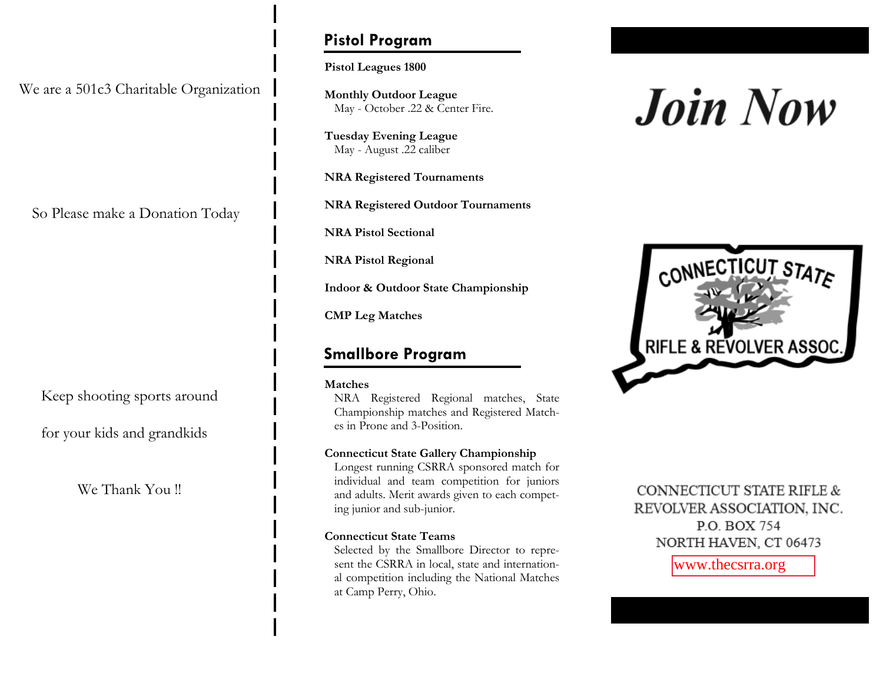We are a 501c3 Charitable Organization

So Please make a Donation Today

Keep shooting sports around

for your kids and grandkids

We Thank You !!

## Pistol Program

**Pistol Leagues 1800**

**Monthly Outdoor League**
May - October .22 & Center Fire.

**Tuesday Evening League**
May - August .22 caliber

**NRA Registered Tournaments**

**NRA Registered Outdoor Tournaments**

**NRA Pistol Sectional**

**NRA Pistol Regional**

**Indoor & Outdoor State Championship**

**CMP Leg Matches**

## Smallbore Program

**Matches**
NRA Registered Regional matches, State Championship matches and Registered Matches in Prone and 3-Position.

**Connecticut State Gallery Championship**
Longest running CSRRA sponsored match for individual and team competition for juniors and adults. Merit awards given to each competing junior and sub-junior.

**Connecticut State Teams**
Selected by the Smallbore Director to represent the CSRRA in local, state and international competition including the National Matches at Camp Perry, Ohio.

# *Join Now*

CONNECTICUT STATE
RIFLE & REVOLVER ASSOC.

CONNECTICUT STATE RIFLE & REVOLVER ASSOCIATION, INC.
P.O. BOX 754
NORTH HAVEN, CT 06473

www.thecsrra.org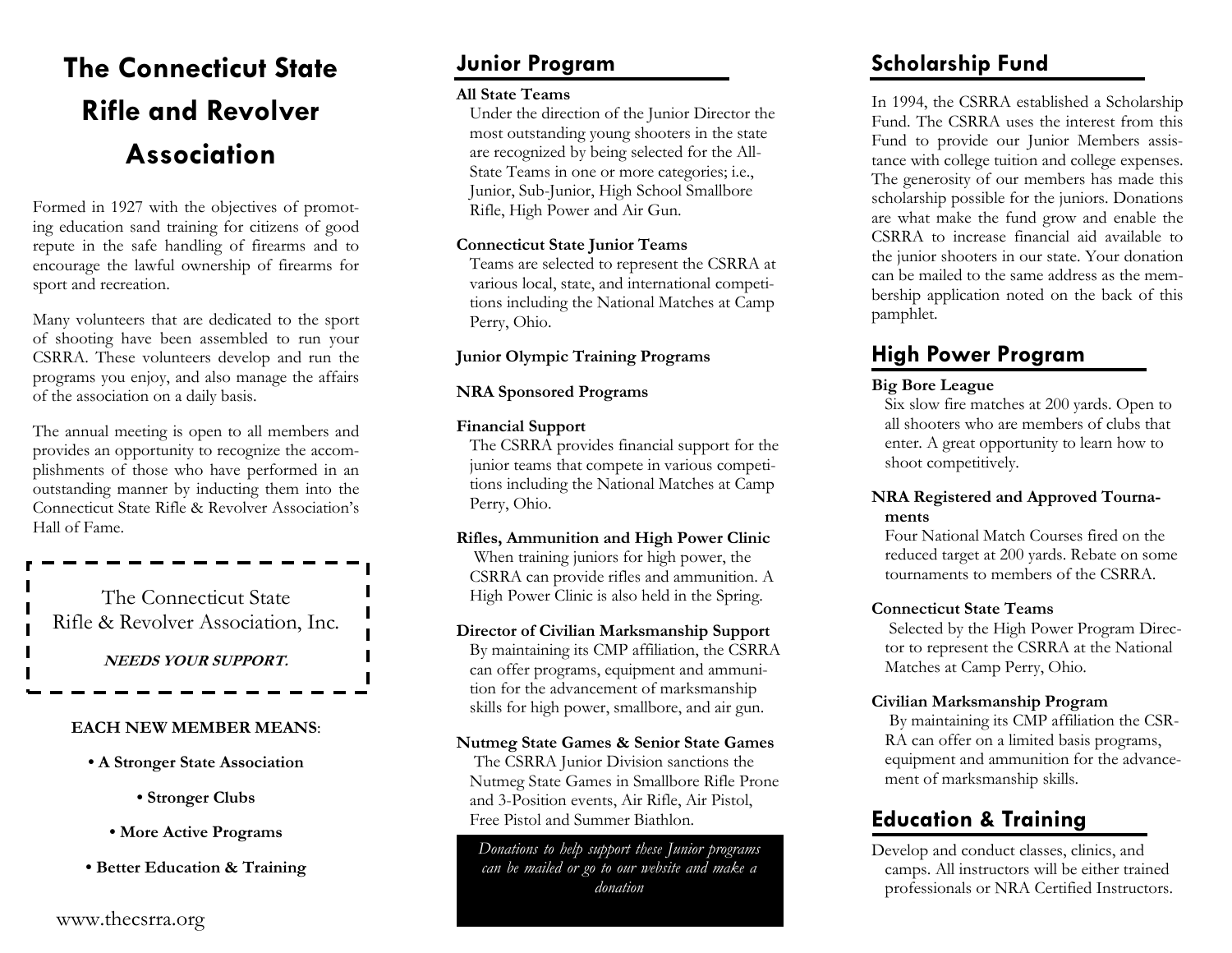# The Connecticut State Rifle and Revolver Association

Formed in 1927 with the objectives of promoting education sand training for citizens of good repute in the safe handling of firearms and to encourage the lawful ownership of firearms for sport and recreation.

Many volunteers that are dedicated to the sport of shooting have been assembled to run your CSRRA. These volunteers develop and run the programs you enjoy, and also manage the affairs of the association on a daily basis.

The annual meeting is open to all members and provides an opportunity to recognize the accomplishments of those who have performed in an outstanding manner by inducting them into the Connecticut State Rifle & Revolver Association's Hall of Fame.

The Connecticut State
Rifle & Revolver Association, Inc.

***NEEDS YOUR SUPPORT.***

**EACH NEW MEMBER MEANS**:

- **A Stronger State Association**
- **Stronger Clubs**
- **More Active Programs**
- **Better Education & Training**

www.thecsrra.org

## Junior Program

**All State Teams**

Under the direction of the Junior Director the most outstanding young shooters in the state are recognized by being selected for the All-State Teams in one or more categories; i.e., Junior, Sub-Junior, High School Smallbore Rifle, High Power and Air Gun.

**Connecticut State Junior Teams**

Teams are selected to represent the CSRRA at various local, state, and international competitions including the National Matches at Camp Perry, Ohio.

**Junior Olympic Training Programs**

**NRA Sponsored Programs**

**Financial Support**

The CSRRA provides financial support for the junior teams that compete in various competitions including the National Matches at Camp Perry, Ohio.

**Rifles, Ammunition and High Power Clinic**

When training juniors for high power, the CSRRA can provide rifles and ammunition. A High Power Clinic is also held in the Spring.

**Director of Civilian Marksmanship Support**

By maintaining its CMP affiliation, the CSRRA can offer programs, equipment and ammunition for the advancement of marksmanship skills for high power, smallbore, and air gun.

**Nutmeg State Games & Senior State Games**

The CSRRA Junior Division sanctions the Nutmeg State Games in Smallbore Rifle Prone and 3-Position events, Air Rifle, Air Pistol, Free Pistol and Summer Biathlon.

*Donations to help support these Junior programs can be mailed or go to our website and make a donation*

## Scholarship Fund

In 1994, the CSRRA established a Scholarship Fund. The CSRRA uses the interest from this Fund to provide our Junior Members assistance with college tuition and college expenses. The generosity of our members has made this scholarship possible for the juniors. Donations are what make the fund grow and enable the CSRRA to increase financial aid available to the junior shooters in our state. Your donation can be mailed to the same address as the membership application noted on the back of this pamphlet.

## High Power Program

**Big Bore League**

Six slow fire matches at 200 yards. Open to all shooters who are members of clubs that enter. A great opportunity to learn how to shoot competitively.

**NRA Registered and Approved Tournaments**

Four National Match Courses fired on the reduced target at 200 yards. Rebate on some tournaments to members of the CSRRA.

**Connecticut State Teams**

Selected by the High Power Program Director to represent the CSRRA at the National Matches at Camp Perry, Ohio.

**Civilian Marksmanship Program**

By maintaining its CMP affiliation the CSRRA can offer on a limited basis programs, equipment and ammunition for the advancement of marksmanship skills.

## Education & Training

Develop and conduct classes, clinics, and camps. All instructors will be either trained professionals or NRA Certified Instructors.